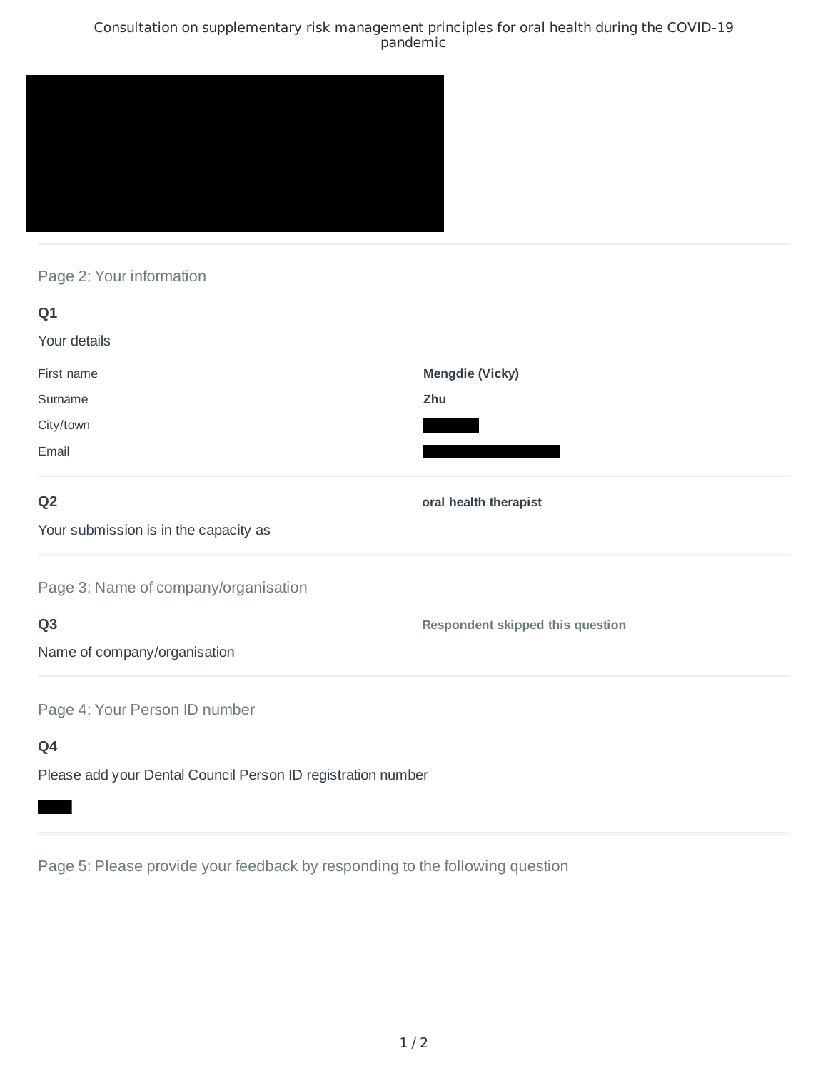Consultation on supplementary risk management principles for oral health during the COVID-19 pandemic

## Page 2: Your information

**Q1**

Your details

| | |
|---|---|
| First name | **Mengdie (Vicky)** |
| Surname | **Zhu** |
| City/town | |
| Email | |

**Q2**

Your submission is in the capacity as

**oral health therapist**

## Page 3: Name of company/organisation

**Q3**

Name of company/organisation

**Respondent skipped this question**

## Page 4: Your Person ID number

**Q4**

Please add your Dental Council Person ID registration number

## Page 5: Please provide your feedback by responding to the following question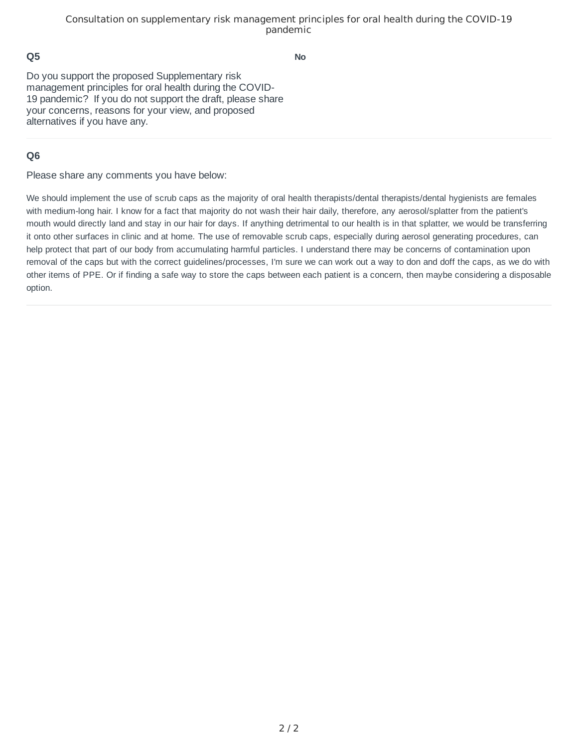### Q5

Do you support the proposed Supplementary risk management principles for oral health during the COVID-19 pandemic? If you do not support the draft, please share your concerns, reasons for your view, and proposed alternatives if you have any.

**No**

### Q6

Please share any comments you have below:

We should implement the use of scrub caps as the majority of oral health therapists/dental therapists/dental hygienists are females with medium-long hair. I know for a fact that majority do not wash their hair daily, therefore, any aerosol/splatter from the patient's mouth would directly land and stay in our hair for days. If anything detrimental to our health is in that splatter, we would be transferring it onto other surfaces in clinic and at home. The use of removable scrub caps, especially during aerosol generating procedures, can help protect that part of our body from accumulating harmful particles. I understand there may be concerns of contamination upon removal of the caps but with the correct guidelines/processes, I'm sure we can work out a way to don and doff the caps, as we do with other items of PPE. Or if finding a safe way to store the caps between each patient is a concern, then maybe considering a disposable option.